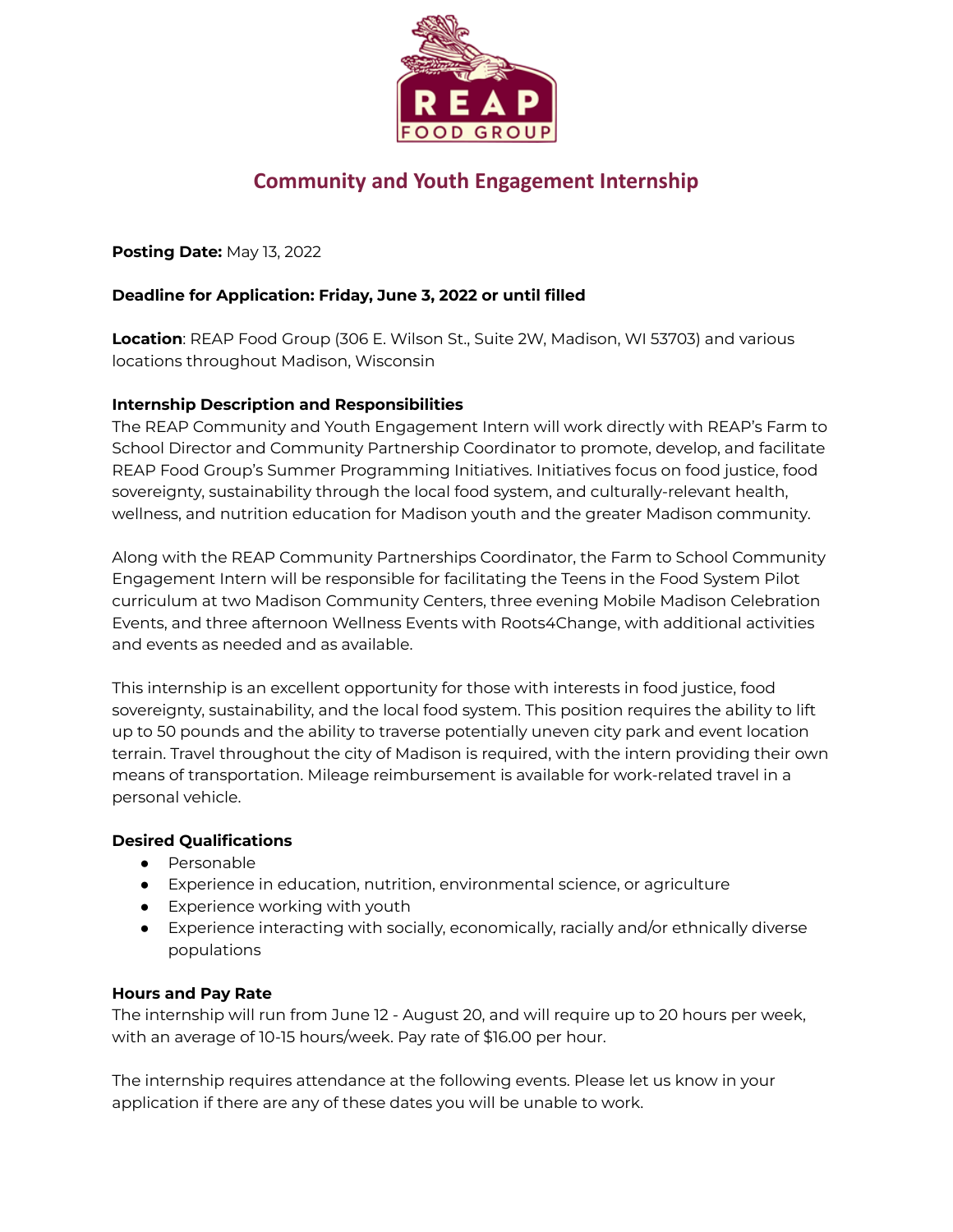# Community and Youth Engagement Internship

**Posting Date:** May 13, 2022

**Deadline for Application: Friday, June 3, 2022 or until filled**

**Location**: REAP Food Group (306 E. Wilson St., Suite 2W, Madison, WI 53703) and various locations throughout Madison, Wisconsin

### Internship Description and Responsibilities

The REAP Community and Youth Engagement Intern will work directly with REAP's Farm to School Director and Community Partnership Coordinator to promote, develop, and facilitate REAP Food Group's Summer Programming Initiatives. Initiatives focus on food justice, food sovereignty, sustainability through the local food system, and culturally-relevant health, wellness, and nutrition education for Madison youth and the greater Madison community.

Along with the REAP Community Partnerships Coordinator, the Farm to School Community Engagement Intern will be responsible for facilitating the Teens in the Food System Pilot curriculum at two Madison Community Centers, three evening Mobile Madison Celebration Events, and three afternoon Wellness Events with Roots4Change, with additional activities and events as needed and as available.

This internship is an excellent opportunity for those with interests in food justice, food sovereignty, sustainability, and the local food system. This position requires the ability to lift up to 50 pounds and the ability to traverse potentially uneven city park and event location terrain. Travel throughout the city of Madison is required, with the intern providing their own means of transportation. Mileage reimbursement is available for work-related travel in a personal vehicle.

### Desired Qualifications

- Personable
- Experience in education, nutrition, environmental science, or agriculture
- Experience working with youth
- Experience interacting with socially, economically, racially and/or ethnically diverse populations

### Hours and Pay Rate

The internship will run from June 12 - August 20, and will require up to 20 hours per week, with an average of 10-15 hours/week. Pay rate of $16.00 per hour.

The internship requires attendance at the following events. Please let us know in your application if there are any of these dates you will be unable to work.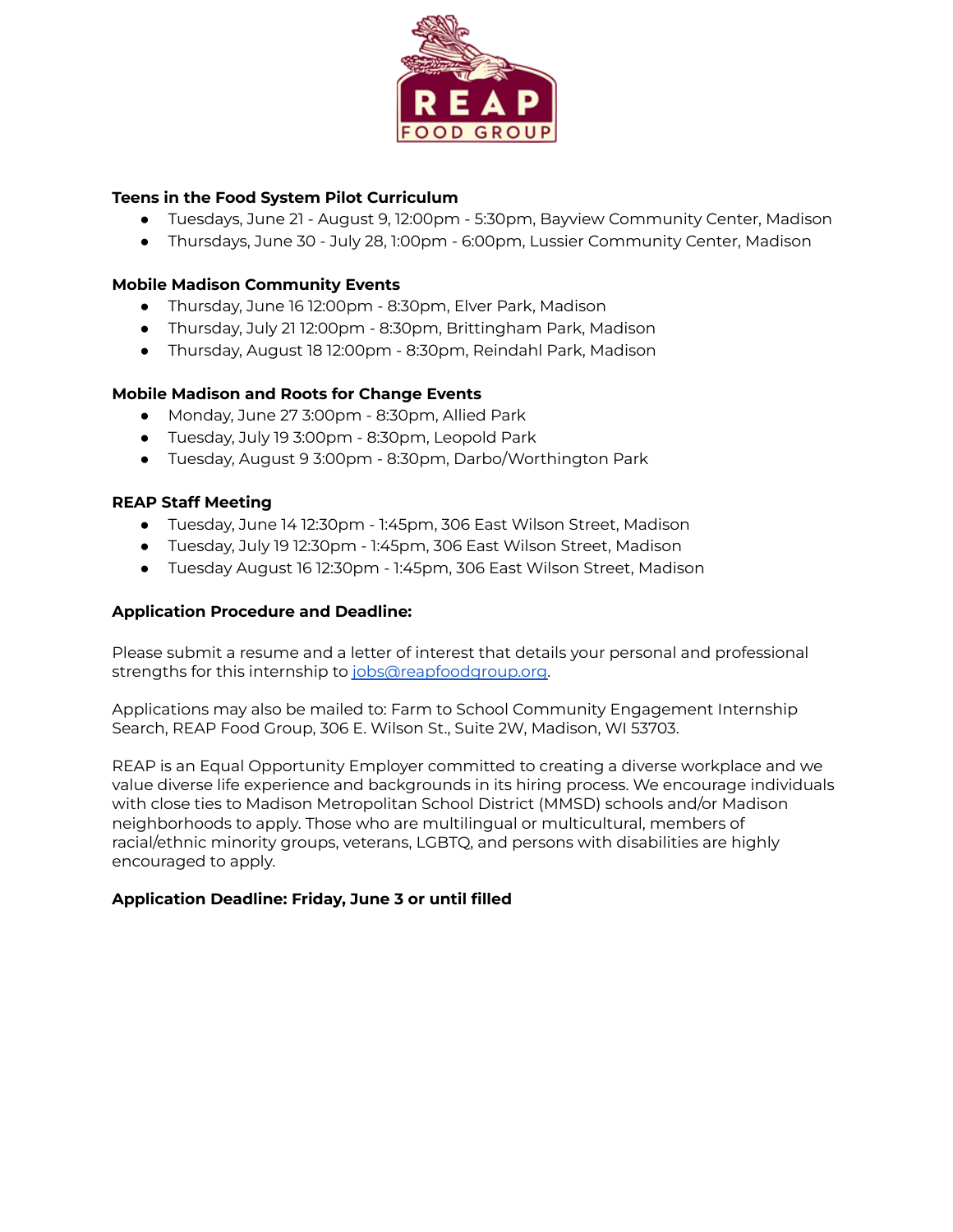**Teens in the Food System Pilot Curriculum**

- Tuesdays, June 21 - August 9, 12:00pm - 5:30pm, Bayview Community Center, Madison
- Thursdays, June 30 - July 28, 1:00pm - 6:00pm, Lussier Community Center, Madison

**Mobile Madison Community Events**

- Thursday, June 16 12:00pm - 8:30pm, Elver Park, Madison
- Thursday, July 21 12:00pm - 8:30pm, Brittingham Park, Madison
- Thursday, August 18 12:00pm - 8:30pm, Reindahl Park, Madison

**Mobile Madison and Roots for Change Events**

- Monday, June 27 3:00pm - 8:30pm, Allied Park
- Tuesday, July 19 3:00pm - 8:30pm, Leopold Park
- Tuesday, August 9 3:00pm - 8:30pm, Darbo/Worthington Park

**REAP Staff Meeting**

- Tuesday, June 14 12:30pm - 1:45pm, 306 East Wilson Street, Madison
- Tuesday, July 19 12:30pm - 1:45pm, 306 East Wilson Street, Madison
- Tuesday August 16 12:30pm - 1:45pm, 306 East Wilson Street, Madison

**Application Procedure and Deadline:**

Please submit a resume and a letter of interest that details your personal and professional strengths for this internship to jobs@reapfoodgroup.org.

Applications may also be mailed to: Farm to School Community Engagement Internship Search, REAP Food Group, 306 E. Wilson St., Suite 2W, Madison, WI 53703.

REAP is an Equal Opportunity Employer committed to creating a diverse workplace and we value diverse life experience and backgrounds in its hiring process. We encourage individuals with close ties to Madison Metropolitan School District (MMSD) schools and/or Madison neighborhoods to apply. Those who are multilingual or multicultural, members of racial/ethnic minority groups, veterans, LGBTQ, and persons with disabilities are highly encouraged to apply.

**Application Deadline: Friday, June 3 or until filled**